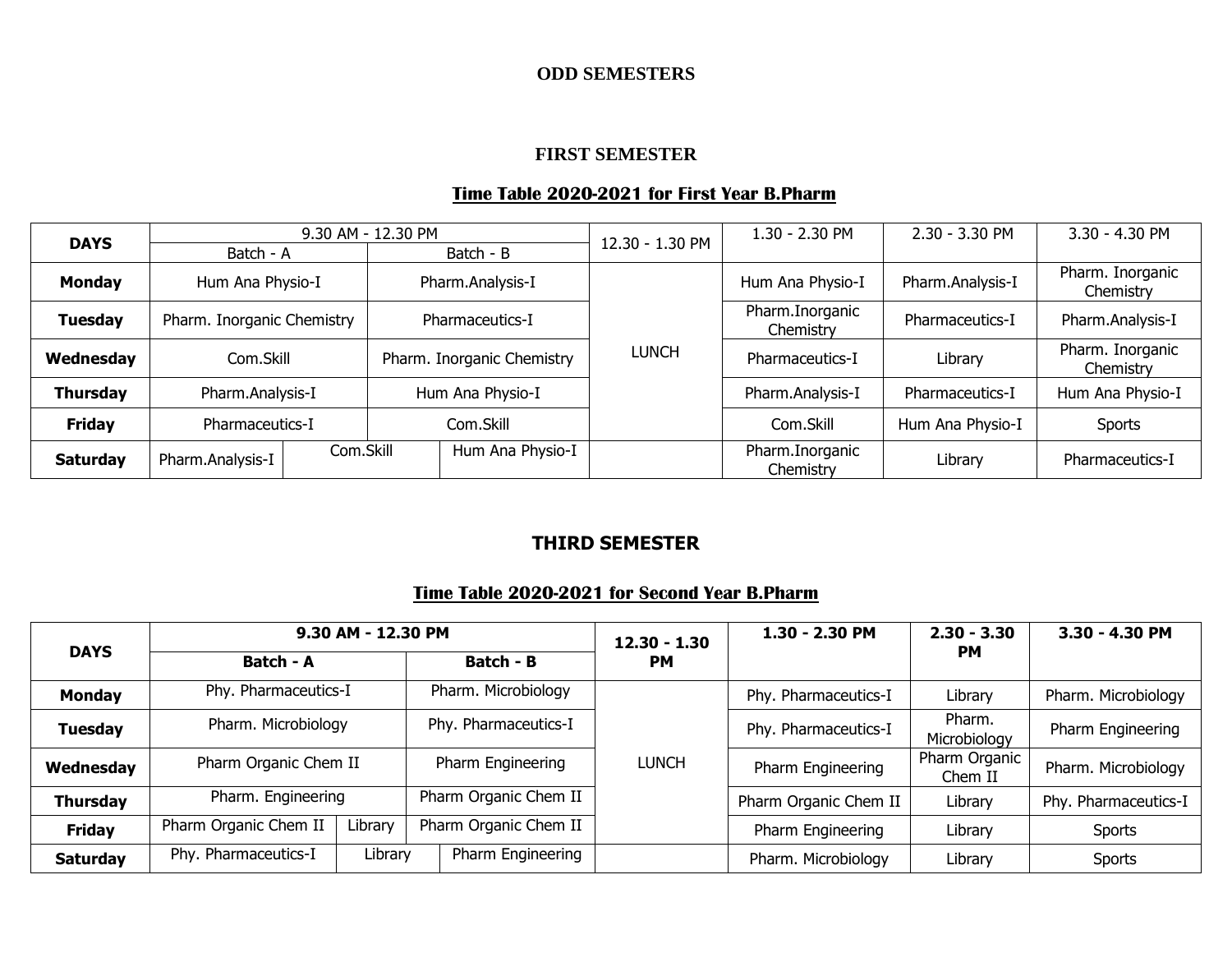## ODD SEMESTERS

### FIRST SEMESTER

**Time Table 2020-2021 for First Year B.Pharm**

| DAYS | 9.30 AM - 12.30 PM | | | 12.30 - 1.30 PM | 1.30 - 2.30 PM | 2.30 - 3.30 PM | 3.30 - 4.30 PM |
|---|---|---|---|---|---|---|---|
| | Batch - A | Batch - B | | | | | |
| **Monday** | Hum Ana Physio-I | Pharm.Analysis-I | | LUNCH | Hum Ana Physio-I | Pharm.Analysis-I | Pharm. Inorganic Chemistry |
| **Tuesday** | Pharm. Inorganic Chemistry | Pharmaceutics-I | | | Pharm.Inorganic Chemistry | Pharmaceutics-I | Pharm.Analysis-I |
| **Wednesday** | Com.Skill | Pharm. Inorganic Chemistry | | | Pharmaceutics-I | Library | Pharm. Inorganic Chemistry |
| **Thursday** | Pharm.Analysis-I | Hum Ana Physio-I | | | Pharm.Analysis-I | Pharmaceutics-I | Hum Ana Physio-I |
| **Friday** | Pharmaceutics-I | Com.Skill | | | Com.Skill | Hum Ana Physio-I | Sports |
| **Saturday** | Pharm.Analysis-I | Com.Skill | Hum Ana Physio-I | | Pharm.Inorganic Chemistry | Library | Pharmaceutics-I |

### THIRD SEMESTER

**Time Table 2020-2021 for Second Year B.Pharm**

| DAYS | 9.30 AM - 12.30 PM | | | 12.30 - 1.30 PM | 1.30 - 2.30 PM | 2.30 - 3.30 PM | 3.30 - 4.30 PM |
|---|---|---|---|---|---|---|---|
| | Batch - A | Batch - B | | | | | |
| **Monday** | Phy. Pharmaceutics-I | Pharm. Microbiology | | LUNCH | Phy. Pharmaceutics-I | Library | Pharm. Microbiology |
| **Tuesday** | Pharm. Microbiology | Phy. Pharmaceutics-I | | | Phy. Pharmaceutics-I | Pharm. Microbiology | Pharm Engineering |
| **Wednesday** | Pharm Organic Chem II | Pharm Engineering | | | Pharm Engineering | Pharm Organic Chem II | Pharm. Microbiology |
| **Thursday** | Pharm. Engineering | Pharm Organic Chem II | | | Pharm Organic Chem II | Library | Phy. Pharmaceutics-I |
| **Friday** | Pharm Organic Chem II | Library | Pharm Organic Chem II | | Pharm Engineering | Library | Sports |
| **Saturday** | Phy. Pharmaceutics-I | Library | Pharm Engineering | | Pharm. Microbiology | Library | Sports |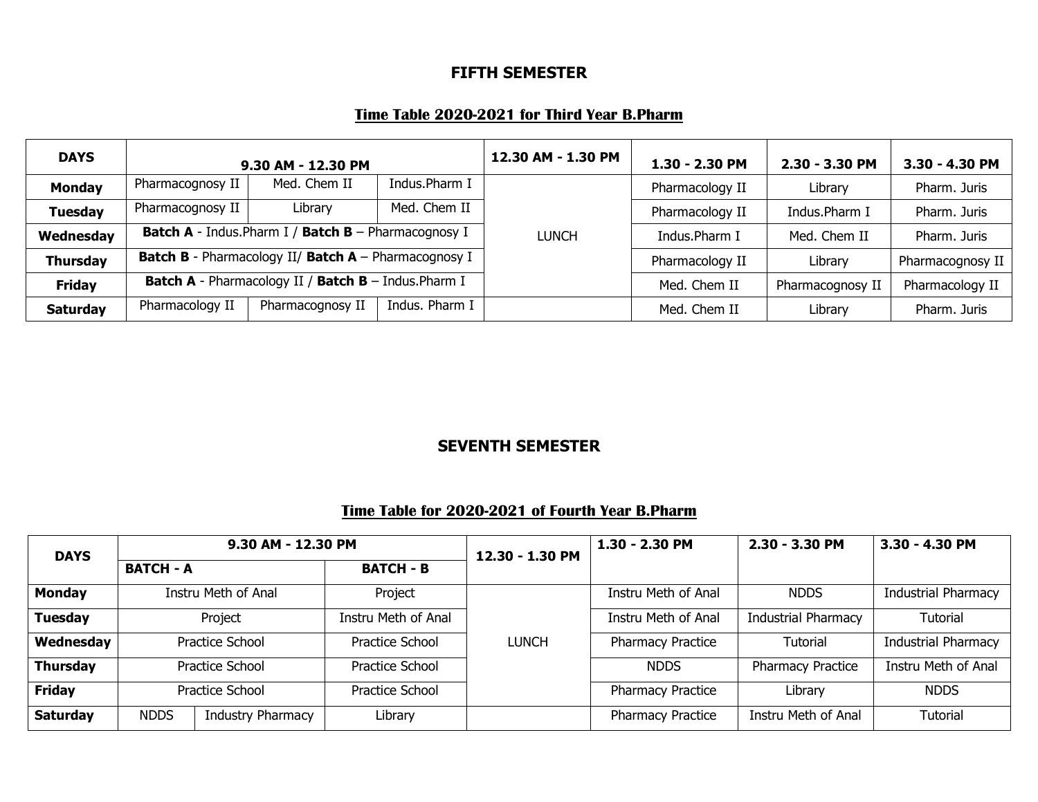# FIFTH SEMESTER

## Time Table 2020-2021 for Third Year B.Pharm

| DAYS | 9.30 AM - 12.30 PM | | | 12.30 AM - 1.30 PM | 1.30 - 2.30 PM | 2.30 - 3.30 PM | 3.30 - 4.30 PM |
|---|---|---|---|---|---|---|---|
| **Monday** | Pharmacognosy II | Med. Chem II | Indus.Pharm I | LUNCH | Pharmacology II | Library | Pharm. Juris |
| **Tuesday** | Pharmacognosy II | Library | Med. Chem II | | Pharmacology II | Indus.Pharm I | Pharm. Juris |
| **Wednesday** | **Batch A** - Indus.Pharm I / **Batch B** – Pharmacognosy I | | | | Indus.Pharm I | Med. Chem II | Pharm. Juris |
| **Thursday** | **Batch B** - Pharmacology II/ **Batch A** – Pharmacognosy I | | | | Pharmacology II | Library | Pharmacognosy II |
| **Friday** | **Batch A** - Pharmacology II / **Batch B** – Indus.Pharm I | | | | Med. Chem II | Pharmacognosy II | Pharmacology II |
| **Saturday** | Pharmacology II | Pharmacognosy II | Indus. Pharm I | | Med. Chem II | Library | Pharm. Juris |

# SEVENTH SEMESTER

## Time Table for 2020-2021 of Fourth Year B.Pharm

| DAYS | 9.30 AM - 12.30 PM | | | 12.30 - 1.30 PM | 1.30 - 2.30 PM | 2.30 - 3.30 PM | 3.30 - 4.30 PM |
|---|---|---|---|---|---|---|---|
| | BATCH - A | | BATCH - B | | | | |
| **Monday** | Instru Meth of Anal | | Project | LUNCH | Instru Meth of Anal | NDDS | Industrial Pharmacy |
| **Tuesday** | Project | | Instru Meth of Anal | | Instru Meth of Anal | Industrial Pharmacy | Tutorial |
| **Wednesday** | Practice School | | Practice School | | Pharmacy Practice | Tutorial | Industrial Pharmacy |
| **Thursday** | Practice School | | Practice School | | NDDS | Pharmacy Practice | Instru Meth of Anal |
| **Friday** | Practice School | | Practice School | | Pharmacy Practice | Library | NDDS |
| **Saturday** | NDDS | Industry Pharmacy | Library | | Pharmacy Practice | Instru Meth of Anal | Tutorial |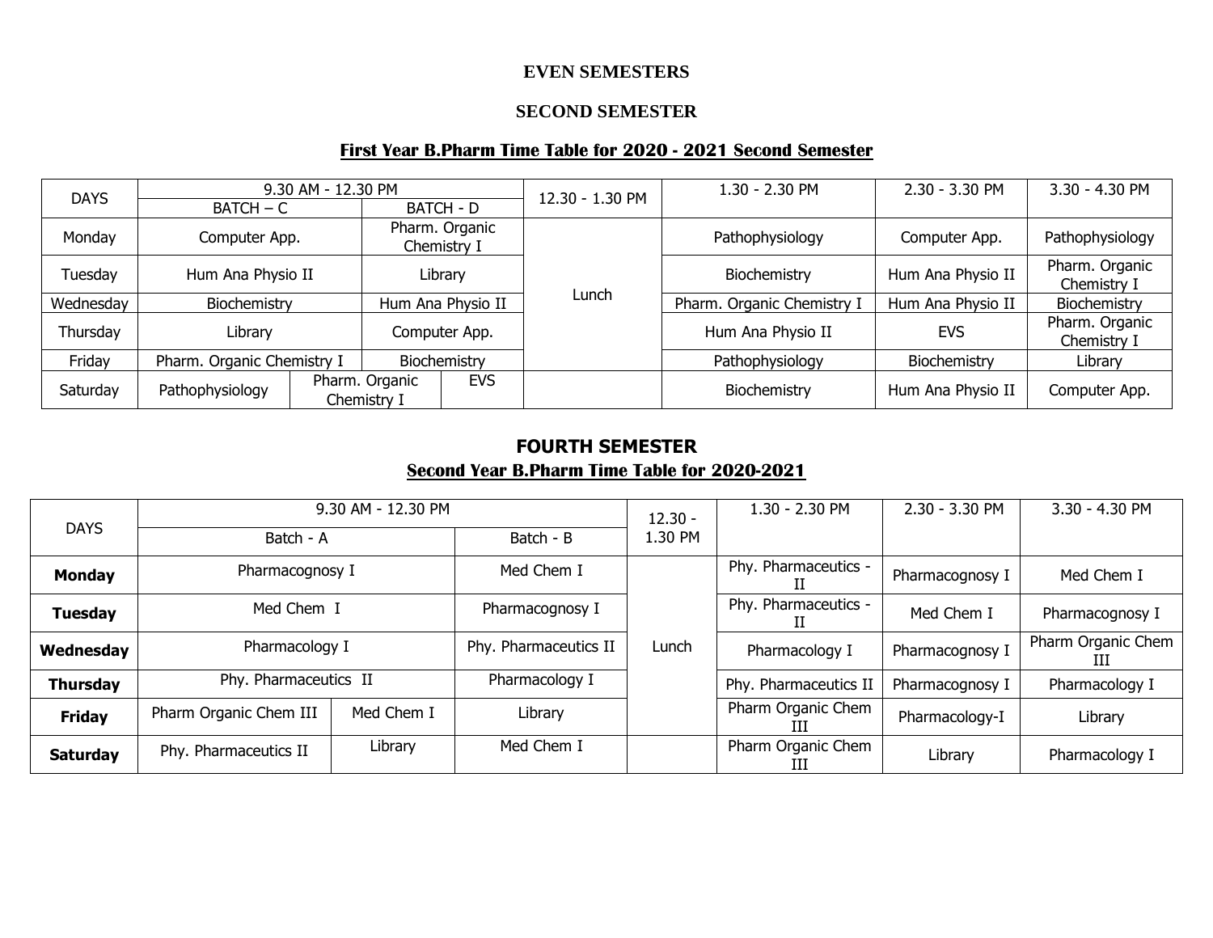**EVEN SEMESTERS**

**SECOND SEMESTER**

**First Year B.Pharm Time Table for 2020 - 2021 Second Semester**

| DAYS | 9.30 AM - 12.30 PM | | | 12.30 - 1.30 PM | 1.30 - 2.30 PM | 2.30 - 3.30 PM | 3.30 - 4.30 PM |
|---|---|---|---|---|---|---|---|
| | BATCH – C | BATCH - D | | | | | |
| Monday | Computer App. | Pharm. Organic Chemistry I | | Lunch | Pathophysiology | Computer App. | Pathophysiology |
| Tuesday | Hum Ana Physio II | Library | | | Biochemistry | Hum Ana Physio II | Pharm. Organic Chemistry I |
| Wednesday | Biochemistry | Hum Ana Physio II | | | Pharm. Organic Chemistry I | Hum Ana Physio II | Biochemistry |
| Thursday | Library | Computer App. | | | Hum Ana Physio II | EVS | Pharm. Organic Chemistry I |
| Friday | Pharm. Organic Chemistry I | Biochemistry | | | Pathophysiology | Biochemistry | Library |
| Saturday | Pathophysiology | Pharm. Organic Chemistry I | EVS | | Biochemistry | Hum Ana Physio II | Computer App. |

**FOURTH SEMESTER**

**Second Year B.Pharm Time Table for 2020-2021**

| DAYS | 9.30 AM - 12.30 PM | | | 12.30 - 1.30 PM | 1.30 - 2.30 PM | 2.30 - 3.30 PM | 3.30 - 4.30 PM |
|---|---|---|---|---|---|---|---|
| | Batch - A | | Batch - B | | | | |
| **Monday** | Pharmacognosy I | | Med Chem I | Lunch | Phy. Pharmaceutics - II | Pharmacognosy I | Med Chem I |
| **Tuesday** | Med Chem I | | Pharmacognosy I | | Phy. Pharmaceutics - II | Med Chem I | Pharmacognosy I |
| **Wednesday** | Pharmacology I | | Phy. Pharmaceutics II | | Pharmacology I | Pharmacognosy I | Pharm Organic Chem III |
| **Thursday** | Phy. Pharmaceutics II | | Pharmacology I | | Phy. Pharmaceutics II | Pharmacognosy I | Pharmacology I |
| **Friday** | Pharm Organic Chem III | Med Chem I | Library | | Pharm Organic Chem III | Pharmacology-I | Library |
| **Saturday** | Phy. Pharmaceutics II | Library | Med Chem I | | Pharm Organic Chem III | Library | Pharmacology I |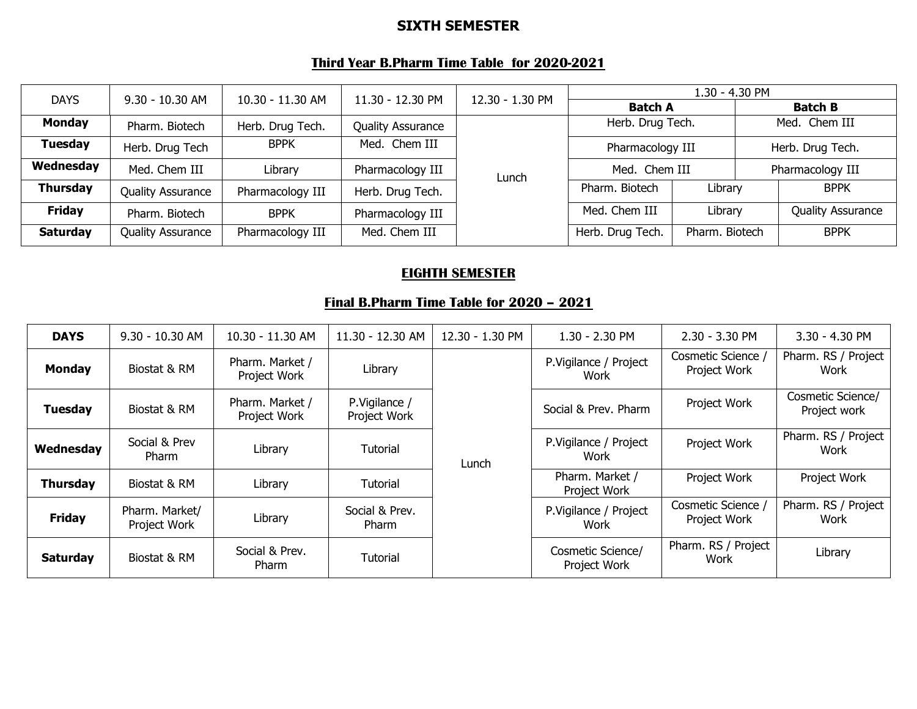## SIXTH SEMESTER

### Third Year B.Pharm Time Table for 2020-2021

| DAYS | 9.30 - 10.30 AM | 10.30 - 11.30 AM | 11.30 - 12.30 PM | 12.30 - 1.30 PM | 1.30 - 4.30 PM | | |
|---|---|---|---|---|---|---|---|
| | | | | | Batch A | | Batch B |
| **Monday** | Pharm. Biotech | Herb. Drug Tech. | Quality Assurance | Lunch | Herb. Drug Tech. | | Med. Chem III |
| **Tuesday** | Herb. Drug Tech | BPPK | Med. Chem III | | Pharmacology III | | Herb. Drug Tech. |
| **Wednesday** | Med. Chem III | Library | Pharmacology III | | Med. Chem III | | Pharmacology III |
| **Thursday** | Quality Assurance | Pharmacology III | Herb. Drug Tech. | | Pharm. Biotech | Library | BPPK |
| **Friday** | Pharm. Biotech | BPPK | Pharmacology III | | Med. Chem III | Library | Quality Assurance |
| **Saturday** | Quality Assurance | Pharmacology III | Med. Chem III | | Herb. Drug Tech. | Pharm. Biotech | BPPK |

## EIGHTH SEMESTER

### Final B.Pharm Time Table for 2020 – 2021

| DAYS | 9.30 - 10.30 AM | 10.30 - 11.30 AM | 11.30 - 12.30 AM | 12.30 - 1.30 PM | 1.30 - 2.30 PM | 2.30 - 3.30 PM | 3.30 - 4.30 PM |
|---|---|---|---|---|---|---|---|
| **Monday** | Biostat & RM | Pharm. Market / Project Work | Library | Lunch | P.Vigilance / Project Work | Cosmetic Science / Project Work | Pharm. RS / Project Work |
| **Tuesday** | Biostat & RM | Pharm. Market / Project Work | P.Vigilance / Project Work | | Social & Prev. Pharm | Project Work | Cosmetic Science/ Project work |
| **Wednesday** | Social & Prev Pharm | Library | Tutorial | | P.Vigilance / Project Work | Project Work | Pharm. RS / Project Work |
| **Thursday** | Biostat & RM | Library | Tutorial | | Pharm. Market / Project Work | Project Work | Project Work |
| **Friday** | Pharm. Market/ Project Work | Library | Social & Prev. Pharm | | P.Vigilance / Project Work | Cosmetic Science / Project Work | Pharm. RS / Project Work |
| **Saturday** | Biostat & RM | Social & Prev. Pharm | Tutorial | | Cosmetic Science/ Project Work | Pharm. RS / Project Work | Library |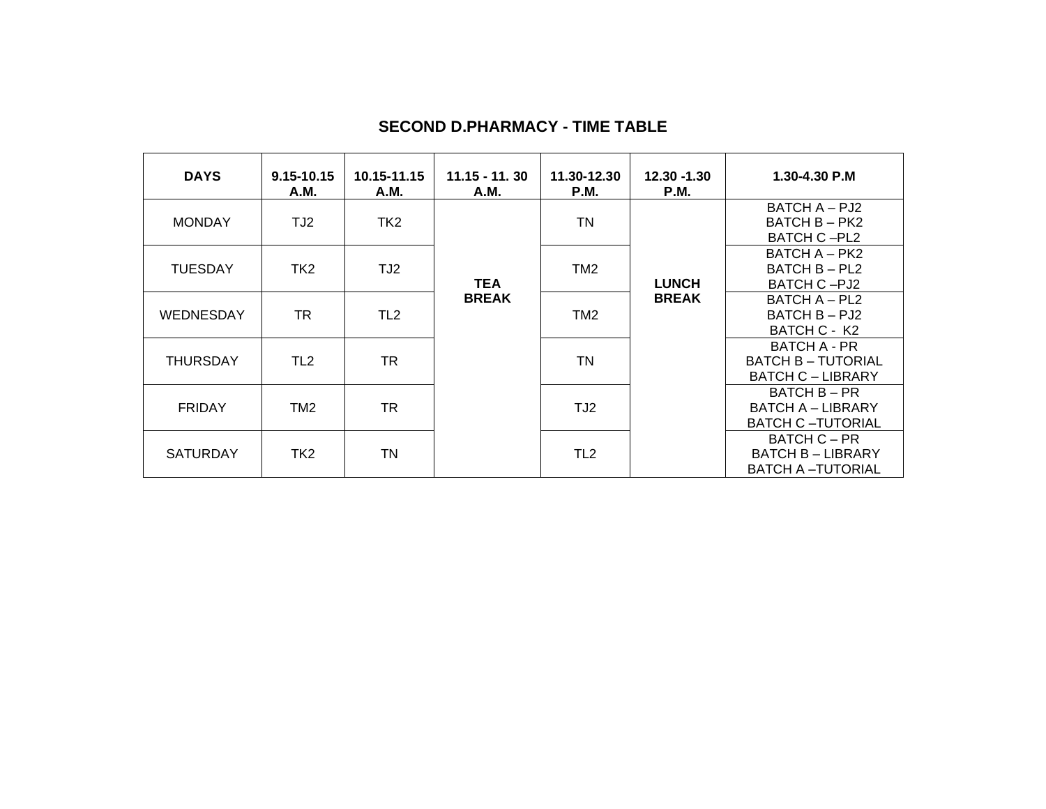## SECOND D.PHARMACY - TIME TABLE

| DAYS | 9.15-10.15 A.M. | 10.15-11.15 A.M. | 11.15 - 11. 30 A.M. | 11.30-12.30 P.M. | 12.30 -1.30 P.M. | 1.30-4.30 P.M |
|---|---|---|---|---|---|---|
| MONDAY | TJ2 | TK2 | TEA BREAK | TN | LUNCH BREAK | BATCH A – PJ2<br>BATCH B – PK2<br>BATCH C –PL2 |
| TUESDAY | TK2 | TJ2 | | TM2 | | BATCH A – PK2<br>BATCH B – PL2<br>BATCH C –PJ2 |
| WEDNESDAY | TR | TL2 | | TM2 | | BATCH A – PL2<br>BATCH B – PJ2<br>BATCH C - K2 |
| THURSDAY | TL2 | TR | | TN | | BATCH A - PR<br>BATCH B – TUTORIAL<br>BATCH C – LIBRARY |
| FRIDAY | TM2 | TR | | TJ2 | | BATCH B – PR<br>BATCH A – LIBRARY<br>BATCH C –TUTORIAL |
| SATURDAY | TK2 | TN | | TL2 | | BATCH C – PR<br>BATCH B – LIBRARY<br>BATCH A –TUTORIAL |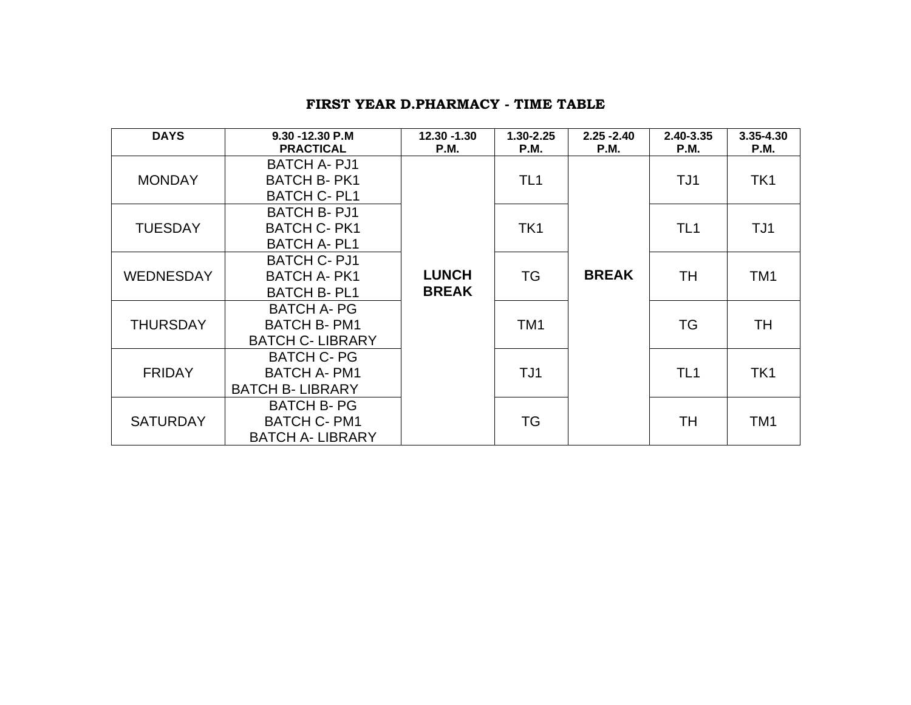# FIRST YEAR D.PHARMACY - TIME TABLE

| DAYS | 9.30 -12.30 P.M PRACTICAL | 12.30 -1.30 P.M. | 1.30-2.25 P.M. | 2.25 -2.40 P.M. | 2.40-3.35 P.M. | 3.35-4.30 P.M. |
|---|---|---|---|---|---|---|
| MONDAY | BATCH A- PJ1<br>BATCH B- PK1<br>BATCH C- PL1 | **LUNCH BREAK** | TL1 | **BREAK** | TJ1 | TK1 |
| TUESDAY | BATCH B- PJ1<br>BATCH C- PK1<br>BATCH A- PL1 | | TK1 | | TL1 | TJ1 |
| WEDNESDAY | BATCH C- PJ1<br>BATCH A- PK1<br>BATCH B- PL1 | | TG | | TH | TM1 |
| THURSDAY | BATCH A- PG<br>BATCH B- PM1<br>BATCH C- LIBRARY | | TM1 | | TG | TH |
| FRIDAY | BATCH C- PG<br>BATCH A- PM1<br>BATCH B- LIBRARY | | TJ1 | | TL1 | TK1 |
| SATURDAY | BATCH B- PG<br>BATCH C- PM1<br>BATCH A- LIBRARY | | TG | | TH | TM1 |